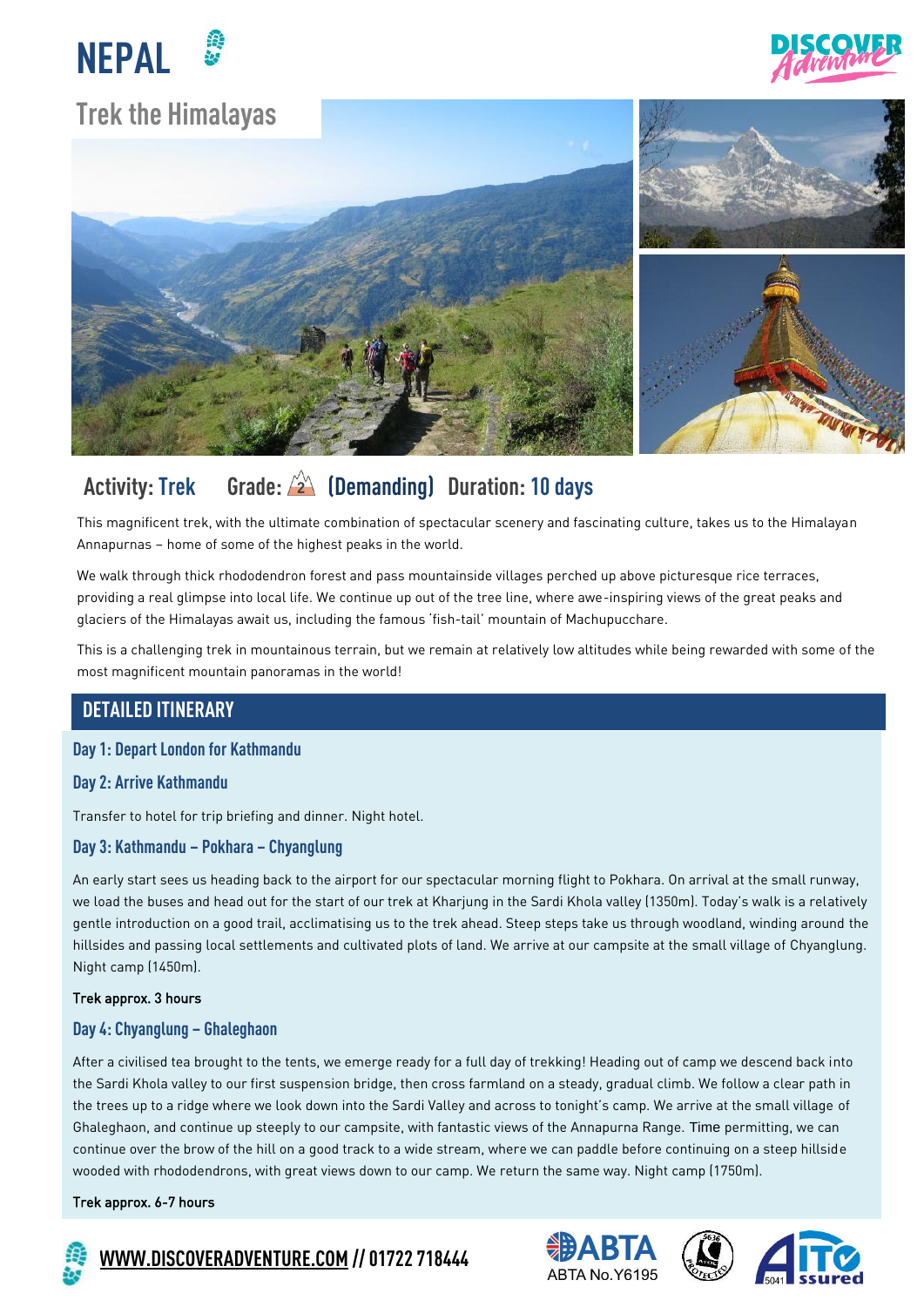# NEPAL

## Trek the Himalayas

**Activity:** Trek **Grade:** 2 (Demanding) **Duration:** 10 days

This magnificent trek, with the ultimate combination of spectacular scenery and fascinating culture, takes us to the Himalayan Annapurnas – home of some of the highest peaks in the world.

We walk through thick rhododendron forest and pass mountainside villages perched up above picturesque rice terraces, providing a real glimpse into local life. We continue up out of the tree line, where awe-inspiring views of the great peaks and glaciers of the Himalayas await us, including the famous 'fish-tail' mountain of Machupucchare.

This is a challenging trek in mountainous terrain, but we remain at relatively low altitudes while being rewarded with some of the most magnificent mountain panoramas in the world!

## DETAILED ITINERARY

### Day 1: Depart London for Kathmandu

### Day 2: Arrive Kathmandu

Transfer to hotel for trip briefing and dinner. Night hotel.

### Day 3: Kathmandu – Pokhara – Chyanglung

An early start sees us heading back to the airport for our spectacular morning flight to Pokhara. On arrival at the small runway, we load the buses and head out for the start of our trek at Kharjung in the Sardi Khola valley (1350m). Today's walk is a relatively gentle introduction on a good trail, acclimatising us to the trek ahead. Steep steps take us through woodland, winding around the hillsides and passing local settlements and cultivated plots of land. We arrive at our campsite at the small village of Chyanglung. Night camp (1450m).

**Trek approx. 3 hours**

### Day 4: Chyanglung – Ghaleghaon

After a civilised tea brought to the tents, we emerge ready for a full day of trekking! Heading out of camp we descend back into the Sardi Khola valley to our first suspension bridge, then cross farmland on a steady, gradual climb. We follow a clear path in the trees up to a ridge where we look down into the Sardi Valley and across to tonight's camp. We arrive at the small village of Ghaleghaon, and continue up steeply to our campsite, with fantastic views of the Annapurna Range. Time permitting, we can continue over the brow of the hill on a good track to a wide stream, where we can paddle before continuing on a steep hillside wooded with rhododendrons, with great views down to our camp. We return the same way. Night camp (1750m).

**Trek approx. 6-7 hours**

WWW.DISCOVERADVENTURE.COM // 01722 718444

ABTA No.Y6195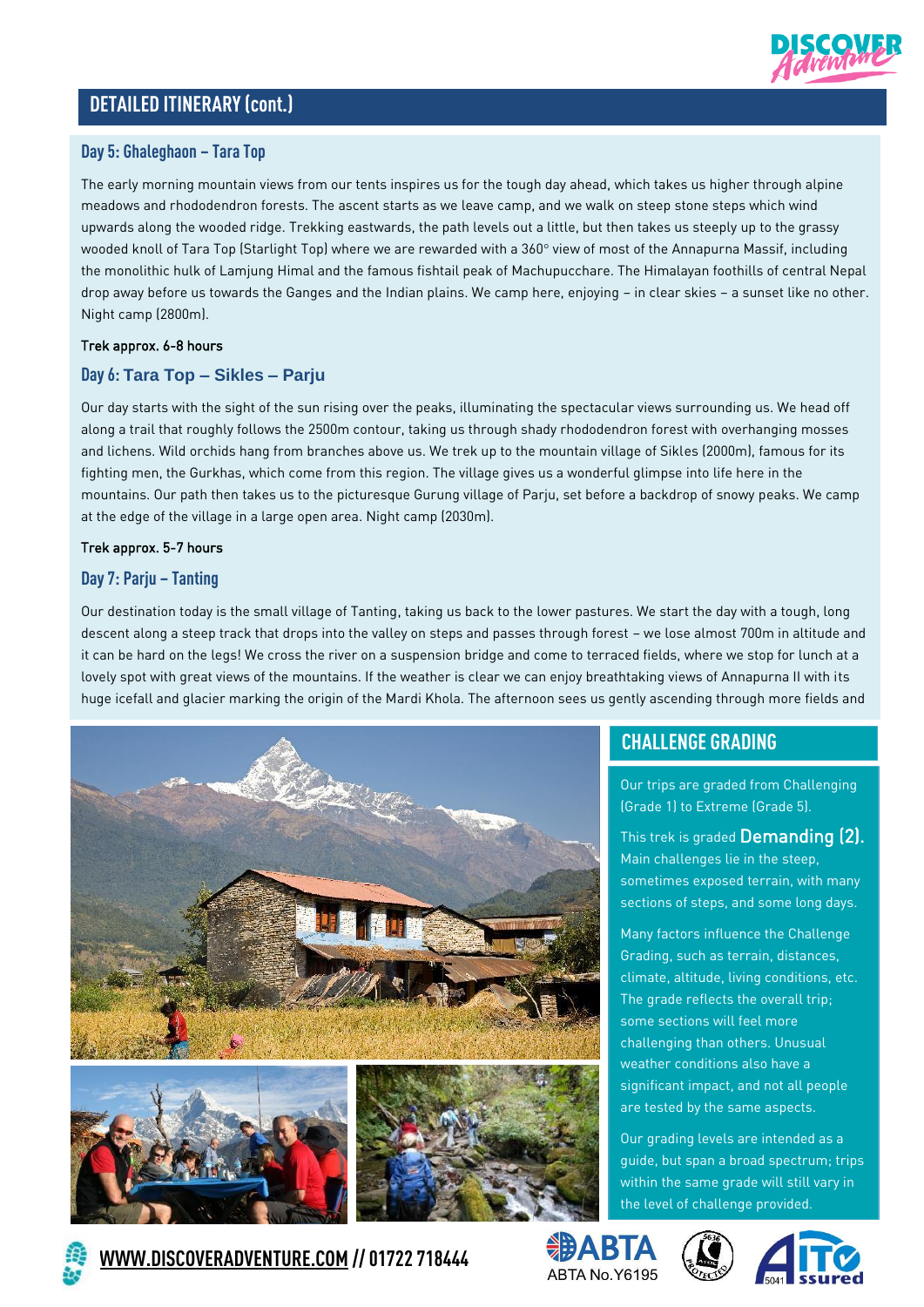## DETAILED ITINERARY (cont.)

### Day 5: Ghaleghaon – Tara Top

The early morning mountain views from our tents inspires us for the tough day ahead, which takes us higher through alpine meadows and rhododendron forests. The ascent starts as we leave camp, and we walk on steep stone steps which wind upwards along the wooded ridge. Trekking eastwards, the path levels out a little, but then takes us steeply up to the grassy wooded knoll of Tara Top (Starlight Top) where we are rewarded with a 360° view of most of the Annapurna Massif, including the monolithic hulk of Lamjung Himal and the famous fishtail peak of Machupucchare. The Himalayan foothills of central Nepal drop away before us towards the Ganges and the Indian plains. We camp here, enjoying – in clear skies – a sunset like no other. Night camp (2800m).

Trek approx. 6-8 hours

### Day 6: Tara Top – Sikles – Parju

Our day starts with the sight of the sun rising over the peaks, illuminating the spectacular views surrounding us. We head off along a trail that roughly follows the 2500m contour, taking us through shady rhododendron forest with overhanging mosses and lichens. Wild orchids hang from branches above us. We trek up to the mountain village of Sikles (2000m), famous for its fighting men, the Gurkhas, which come from this region. The village gives us a wonderful glimpse into life here in the mountains. Our path then takes us to the picturesque Gurung village of Parju, set before a backdrop of snowy peaks. We camp at the edge of the village in a large open area. Night camp (2030m).

Trek approx. 5-7 hours

### Day 7: Parju – Tanting

Our destination today is the small village of Tanting, taking us back to the lower pastures. We start the day with a tough, long descent along a steep track that drops into the valley on steps and passes through forest – we lose almost 700m in altitude and it can be hard on the legs! We cross the river on a suspension bridge and come to terraced fields, where we stop for lunch at a lovely spot with great views of the mountains. If the weather is clear we can enjoy breathtaking views of Annapurna II with its huge icefall and glacier marking the origin of the Mardi Khola. The afternoon sees us gently ascending through more fields and

## CHALLENGE GRADING

Our trips are graded from Challenging (Grade 1) to Extreme (Grade 5).

This trek is graded **Demanding (2).** Main challenges lie in the steep, sometimes exposed terrain, with many sections of steps, and some long days.

Many factors influence the Challenge Grading, such as terrain, distances, climate, altitude, living conditions, etc. The grade reflects the overall trip; some sections will feel more challenging than others. Unusual weather conditions also have a significant impact, and not all people are tested by the same aspects.

Our grading levels are intended as a guide, but span a broad spectrum; trips within the same grade will still vary in the level of challenge provided.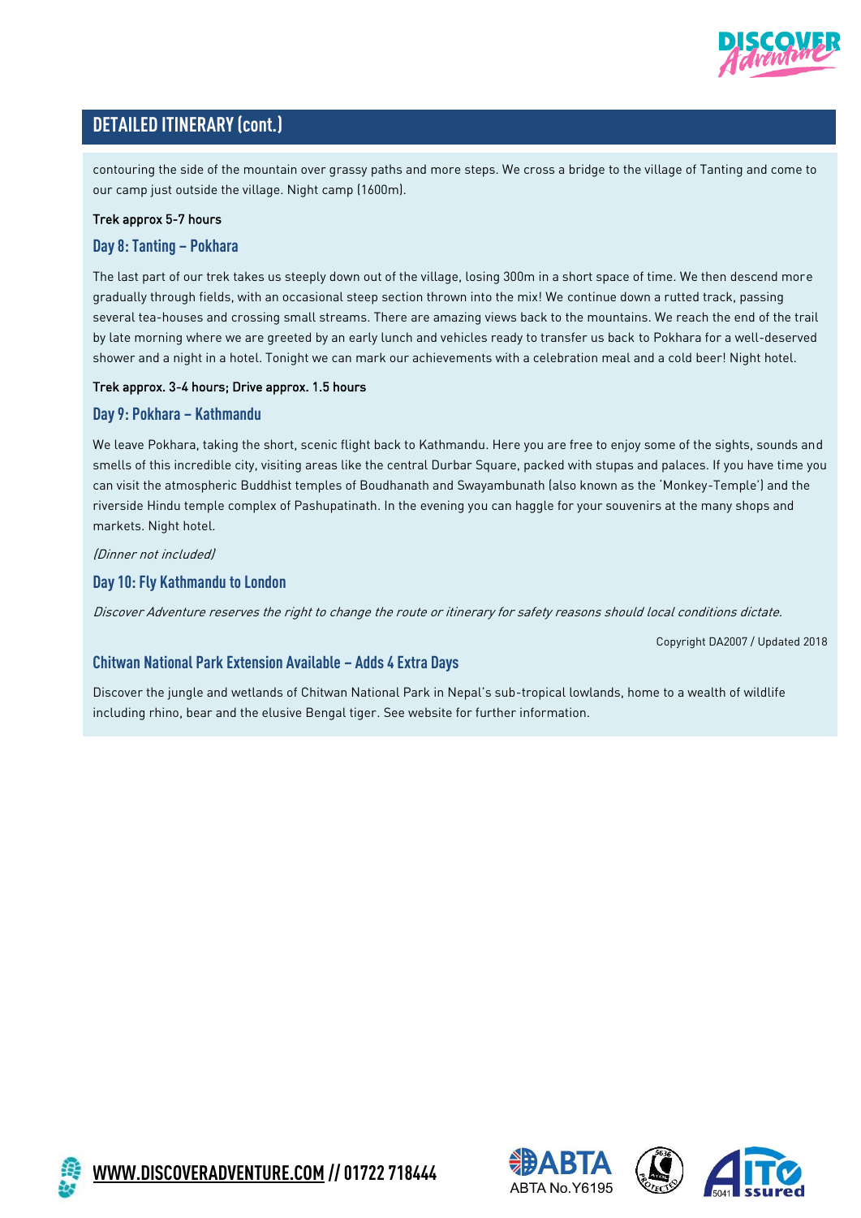## DETAILED ITINERARY (cont.)

contouring the side of the mountain over grassy paths and more steps. We cross a bridge to the village of Tanting and come to our camp just outside the village. Night camp (1600m).

Trek approx 5-7 hours

### Day 8: Tanting – Pokhara

The last part of our trek takes us steeply down out of the village, losing 300m in a short space of time. We then descend more gradually through fields, with an occasional steep section thrown into the mix! We continue down a rutted track, passing several tea-houses and crossing small streams. There are amazing views back to the mountains. We reach the end of the trail by late morning where we are greeted by an early lunch and vehicles ready to transfer us back to Pokhara for a well-deserved shower and a night in a hotel. Tonight we can mark our achievements with a celebration meal and a cold beer! Night hotel.

Trek approx. 3-4 hours; Drive approx. 1.5 hours

### Day 9: Pokhara – Kathmandu

We leave Pokhara, taking the short, scenic flight back to Kathmandu. Here you are free to enjoy some of the sights, sounds and smells of this incredible city, visiting areas like the central Durbar Square, packed with stupas and palaces. If you have time you can visit the atmospheric Buddhist temples of Boudhanath and Swayambunath (also known as the 'Monkey-Temple') and the riverside Hindu temple complex of Pashupatinath. In the evening you can haggle for your souvenirs at the many shops and markets. Night hotel.

*(Dinner not included)*

### Day 10: Fly Kathmandu to London

*Discover Adventure reserves the right to change the route or itinerary for safety reasons should local conditions dictate.*

Copyright DA2007 / Updated 2018

### Chitwan National Park Extension Available – Adds 4 Extra Days

Discover the jungle and wetlands of Chitwan National Park in Nepal's sub-tropical lowlands, home to a wealth of wildlife including rhino, bear and the elusive Bengal tiger. See website for further information.